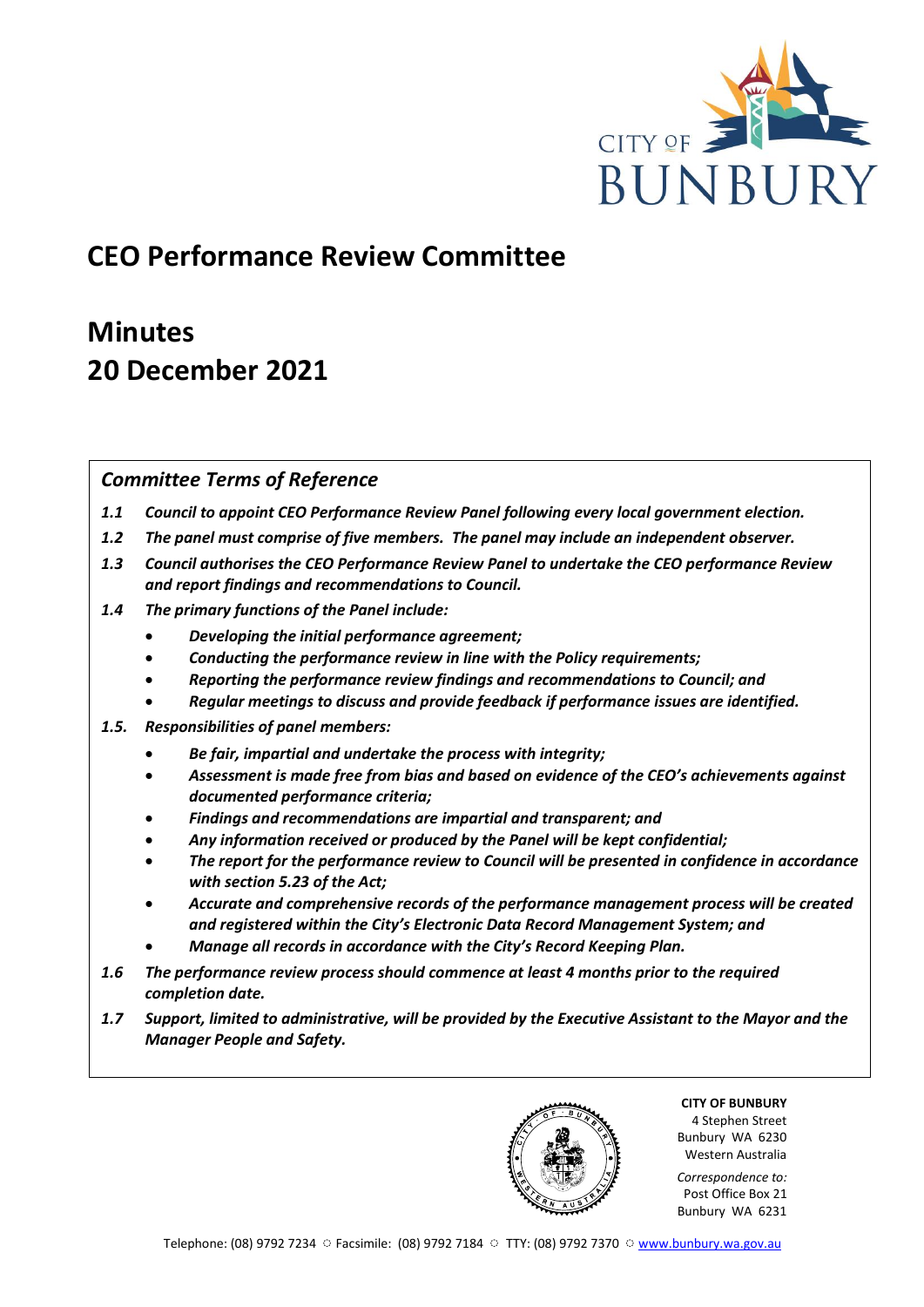# CEO Performance Review Committee

## Minutes
## 20 December 2021

### *Committee Terms of Reference*

***1.1 Council to appoint CEO Performance Review Panel following every local government election.***

***1.2 The panel must comprise of five members. The panel may include an independent observer.***

***1.3 Council authorises the CEO Performance Review Panel to undertake the CEO performance Review and report findings and recommendations to Council.***

***1.4 The primary functions of the Panel include:***

- ***Developing the initial performance agreement;***
- ***Conducting the performance review in line with the Policy requirements;***
- ***Reporting the performance review findings and recommendations to Council; and***
- ***Regular meetings to discuss and provide feedback if performance issues are identified.***

***1.5. Responsibilities of panel members:***

- ***Be fair, impartial and undertake the process with integrity;***
- ***Assessment is made free from bias and based on evidence of the CEO's achievements against documented performance criteria;***
- ***Findings and recommendations are impartial and transparent; and***
- ***Any information received or produced by the Panel will be kept confidential;***
- ***The report for the performance review to Council will be presented in confidence in accordance with section 5.23 of the Act;***
- ***Accurate and comprehensive records of the performance management process will be created and registered within the City's Electronic Data Record Management System; and***
- ***Manage all records in accordance with the City's Record Keeping Plan.***

***1.6 The performance review process should commence at least 4 months prior to the required completion date.***

***1.7 Support, limited to administrative, will be provided by the Executive Assistant to the Mayor and the Manager People and Safety.***

**CITY OF BUNBURY**
4 Stephen Street
Bunbury WA 6230
Western Australia

*Correspondence to:*
Post Office Box 21
Bunbury WA 6231

Telephone: (08) 9792 7234 ◌ Facsimile: (08) 9792 7184 ◌ TTY: (08) 9792 7370 ◌ www.bunbury.wa.gov.au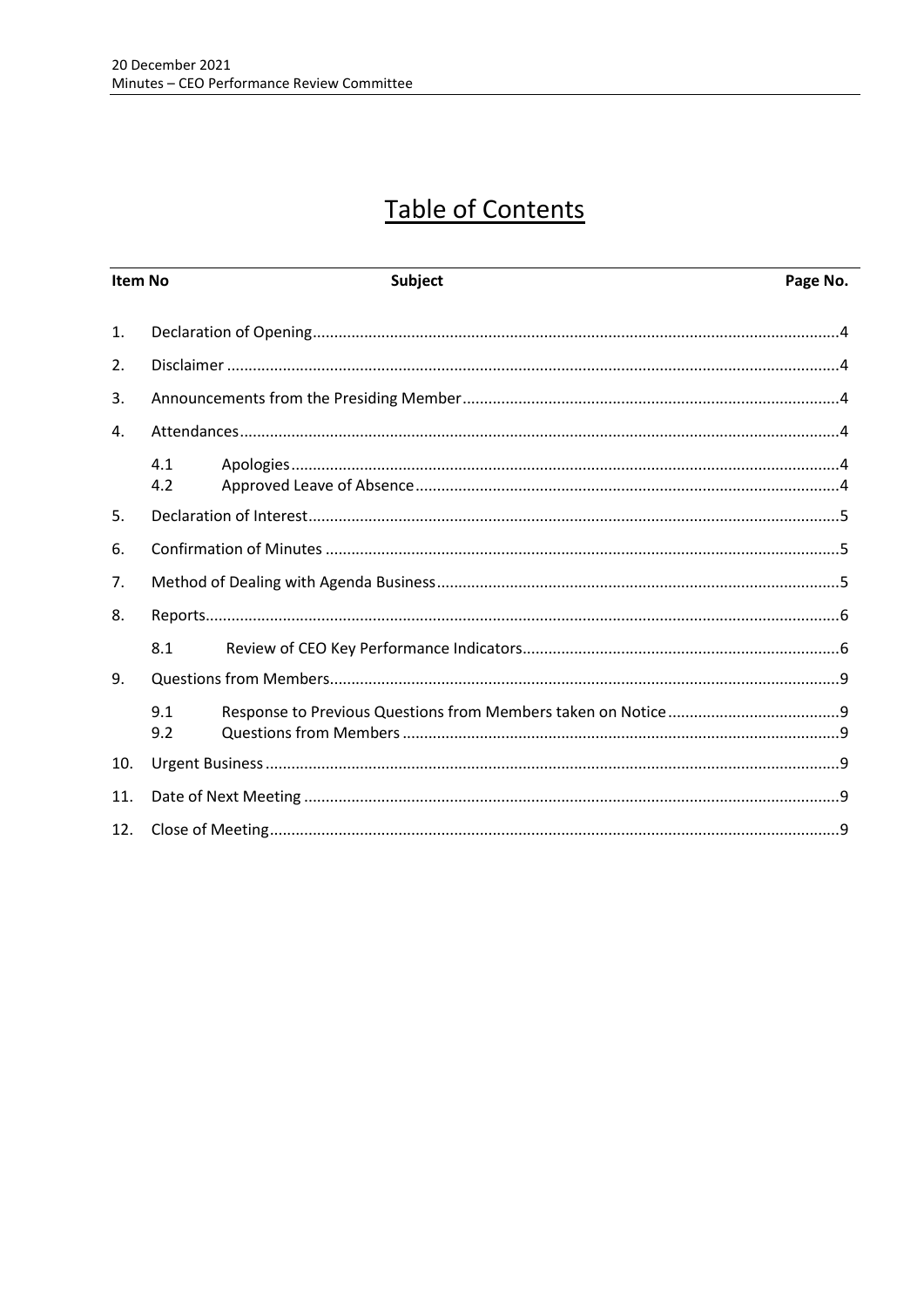# Table of Contents

| Item No | | Subject | Page No. |
|---|---|---|---|
| 1. | | Declaration of Opening | 4 |
| 2. | | Disclaimer | 4 |
| 3. | | Announcements from the Presiding Member | 4 |
| 4. | | Attendances | 4 |
| | 4.1 | Apologies | 4 |
| | 4.2 | Approved Leave of Absence | 4 |
| 5. | | Declaration of Interest | 5 |
| 6. | | Confirmation of Minutes | 5 |
| 7. | | Method of Dealing with Agenda Business | 5 |
| 8. | | Reports | 6 |
| | 8.1 | Review of CEO Key Performance Indicators | 6 |
| 9. | | Questions from Members | 9 |
| | 9.1 | Response to Previous Questions from Members taken on Notice | 9 |
| | 9.2 | Questions from Members | 9 |
| 10. | | Urgent Business | 9 |
| 11. | | Date of Next Meeting | 9 |
| 12. | | Close of Meeting | 9 |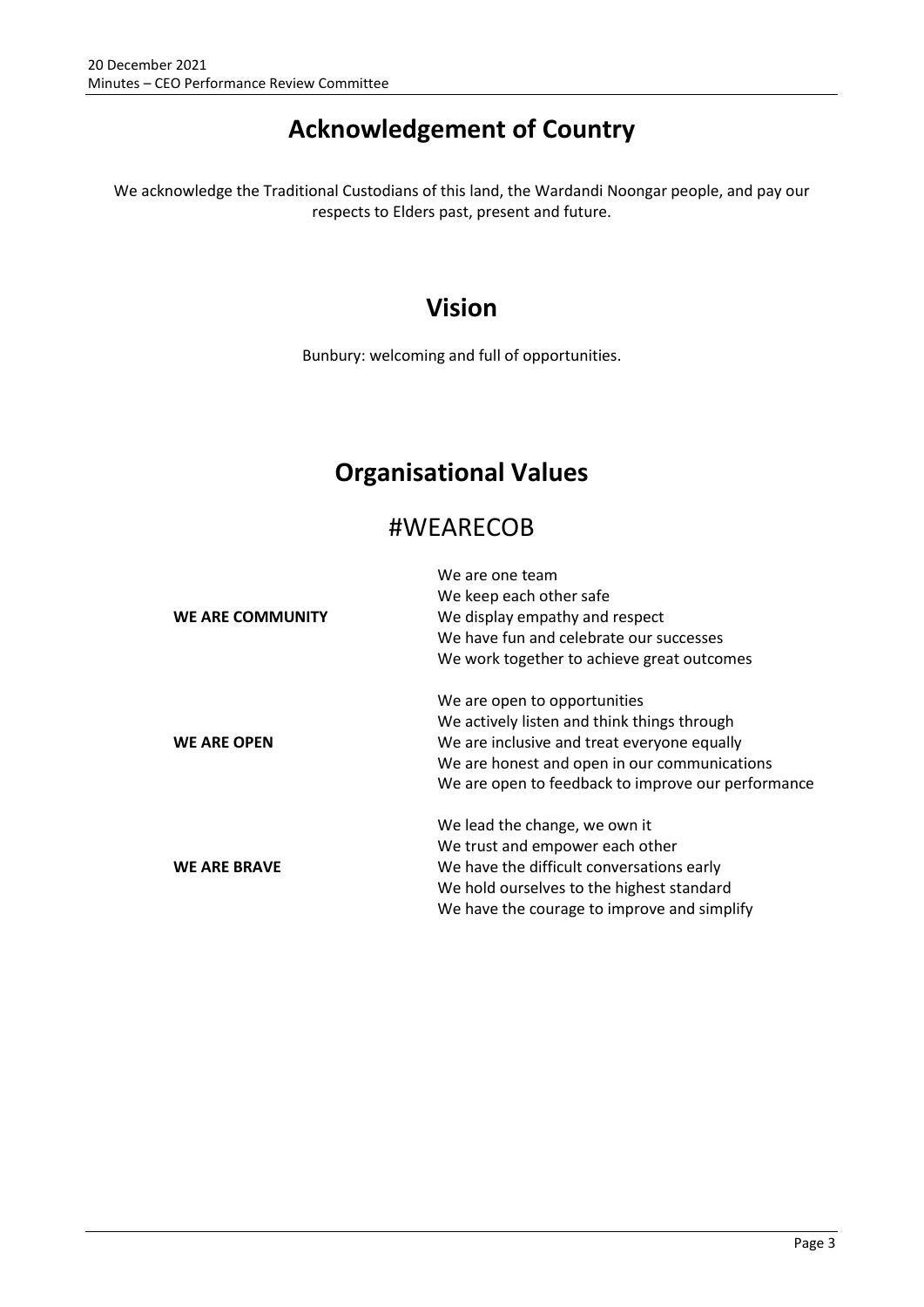# Acknowledgement of Country

We acknowledge the Traditional Custodians of this land, the Wardandi Noongar people, and pay our respects to Elders past, present and future.

# Vision

Bunbury: welcoming and full of opportunities.

# Organisational Values

## #WEARECOB

| | |
|---|---|
| **WE ARE COMMUNITY** | We are one team<br>We keep each other safe<br>We display empathy and respect<br>We have fun and celebrate our successes<br>We work together to achieve great outcomes |
| **WE ARE OPEN** | We are open to opportunities<br>We actively listen and think things through<br>We are inclusive and treat everyone equally<br>We are honest and open in our communications<br>We are open to feedback to improve our performance |
| **WE ARE BRAVE** | We lead the change, we own it<br>We trust and empower each other<br>We have the difficult conversations early<br>We hold ourselves to the highest standard<br>We have the courage to improve and simplify |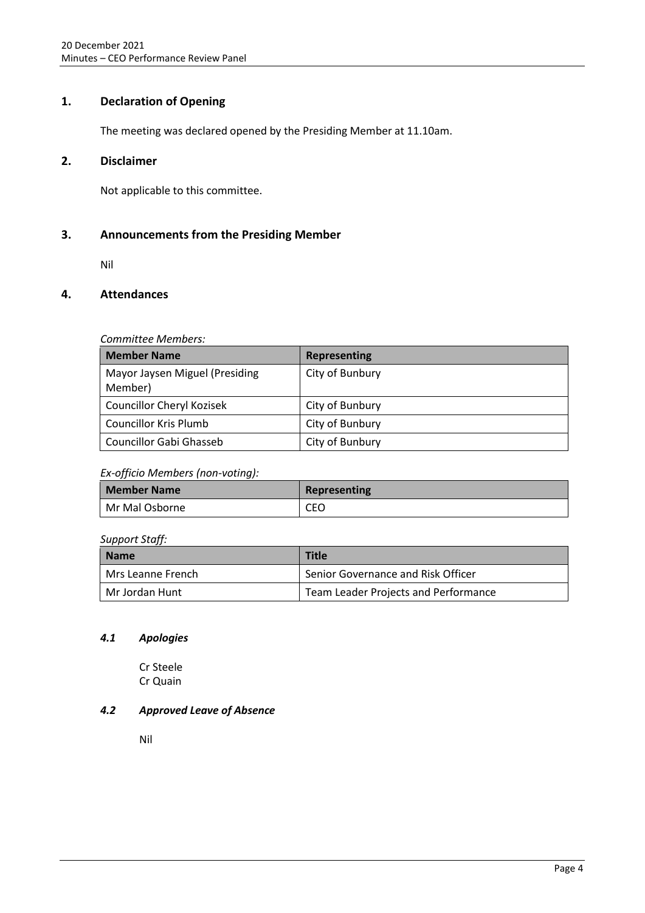## 1. Declaration of Opening

The meeting was declared opened by the Presiding Member at 11.10am.

## 2. Disclaimer

Not applicable to this committee.

## 3. Announcements from the Presiding Member

Nil

## 4. Attendances

*Committee Members:*

| Member Name | Representing |
| --- | --- |
| Mayor Jaysen Miguel (Presiding Member) | City of Bunbury |
| Councillor Cheryl Kozisek | City of Bunbury |
| Councillor Kris Plumb | City of Bunbury |
| Councillor Gabi Ghasseb | City of Bunbury |

*Ex-officio Members (non-voting):*

| Member Name | Representing |
| --- | --- |
| Mr Mal Osborne | CEO |

*Support Staff:*

| Name | Title |
| --- | --- |
| Mrs Leanne French | Senior Governance and Risk Officer |
| Mr Jordan Hunt | Team Leader Projects and Performance |

### *4.1 Apologies*

Cr Steele
Cr Quain

### *4.2 Approved Leave of Absence*

Nil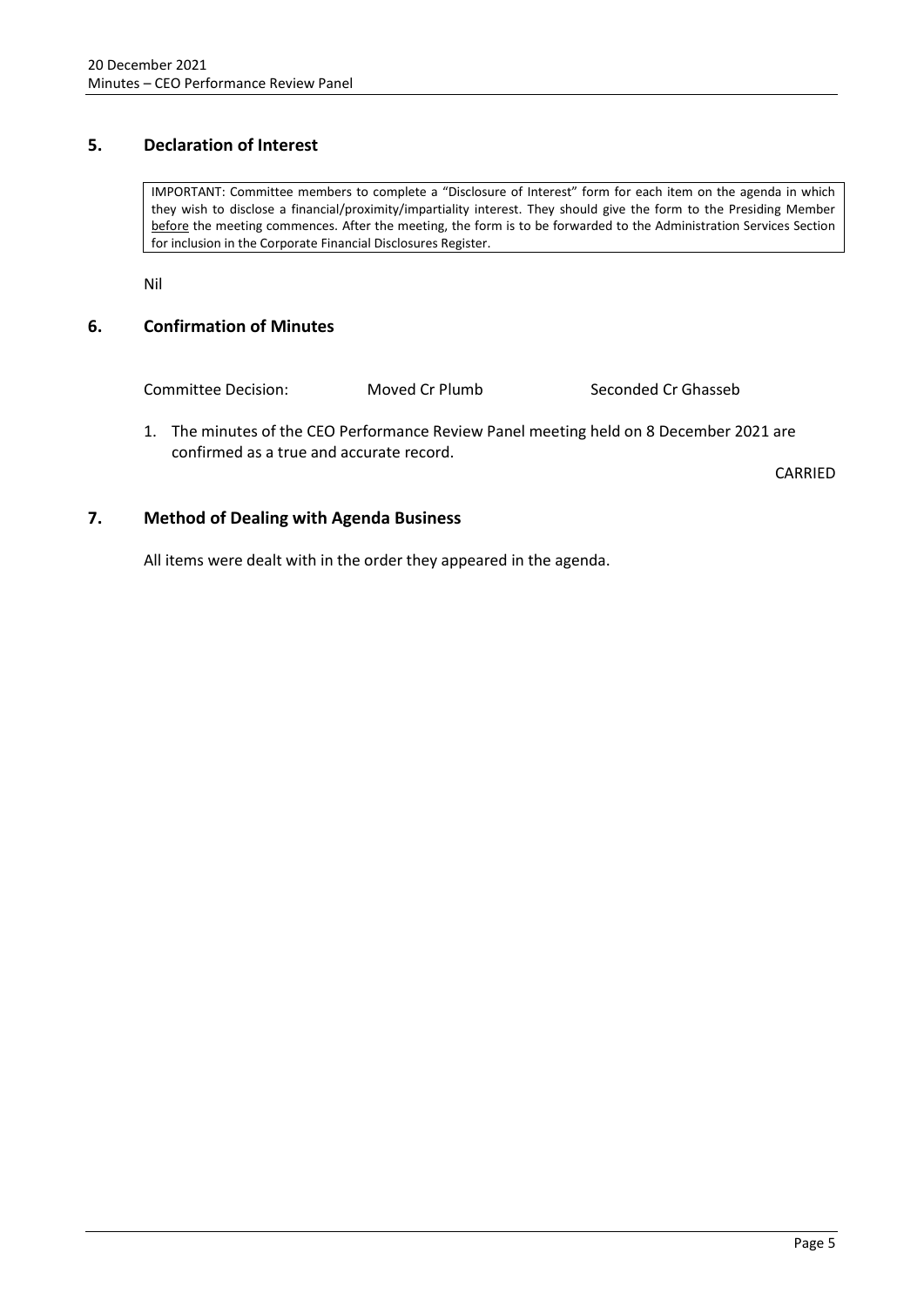## 5. Declaration of Interest

> IMPORTANT: Committee members to complete a "Disclosure of Interest" form for each item on the agenda in which they wish to disclose a financial/proximity/impartiality interest. They should give the form to the Presiding Member before the meeting commences. After the meeting, the form is to be forwarded to the Administration Services Section for inclusion in the Corporate Financial Disclosures Register.

Nil

## 6. Confirmation of Minutes

Committee Decision: Moved Cr Plumb Seconded Cr Ghasseb

1. The minutes of the CEO Performance Review Panel meeting held on 8 December 2021 are confirmed as a true and accurate record.

CARRIED

## 7. Method of Dealing with Agenda Business

All items were dealt with in the order they appeared in the agenda.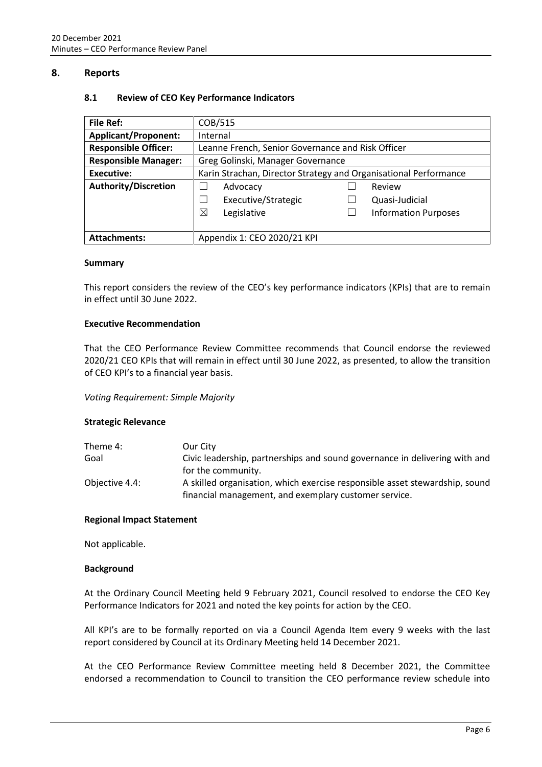## 8. Reports

### 8.1 Review of CEO Key Performance Indicators

| **File Ref:** | COB/515 | | | |
|---|---|---|---|---|
| **Applicant/Proponent:** | Internal | | | |
| **Responsible Officer:** | Leanne French, Senior Governance and Risk Officer | | | |
| **Responsible Manager:** | Greg Golinski, Manager Governance | | | |
| **Executive:** | Karin Strachan, Director Strategy and Organisational Performance | | | |
| **Authority/Discretion** | ☐ | Advocacy | ☐ | Review |
| | ☐ | Executive/Strategic | ☐ | Quasi-Judicial |
| | ☒ | Legislative | ☐ | Information Purposes |
| **Attachments:** | Appendix 1: CEO 2020/21 KPI | | | |

**Summary**

This report considers the review of the CEO's key performance indicators (KPIs) that are to remain in effect until 30 June 2022.

**Executive Recommendation**

That the CEO Performance Review Committee recommends that Council endorse the reviewed 2020/21 CEO KPIs that will remain in effect until 30 June 2022, as presented, to allow the transition of CEO KPI's to a financial year basis.

*Voting Requirement: Simple Majority*

**Strategic Relevance**

| | |
|---|---|
| Theme 4: | Our City |
| Goal | Civic leadership, partnerships and sound governance in delivering with and for the community. |
| Objective 4.4: | A skilled organisation, which exercise responsible asset stewardship, sound financial management, and exemplary customer service. |

**Regional Impact Statement**

Not applicable.

**Background**

At the Ordinary Council Meeting held 9 February 2021, Council resolved to endorse the CEO Key Performance Indicators for 2021 and noted the key points for action by the CEO.

All KPI's are to be formally reported on via a Council Agenda Item every 9 weeks with the last report considered by Council at its Ordinary Meeting held 14 December 2021.

At the CEO Performance Review Committee meeting held 8 December 2021, the Committee endorsed a recommendation to Council to transition the CEO performance review schedule into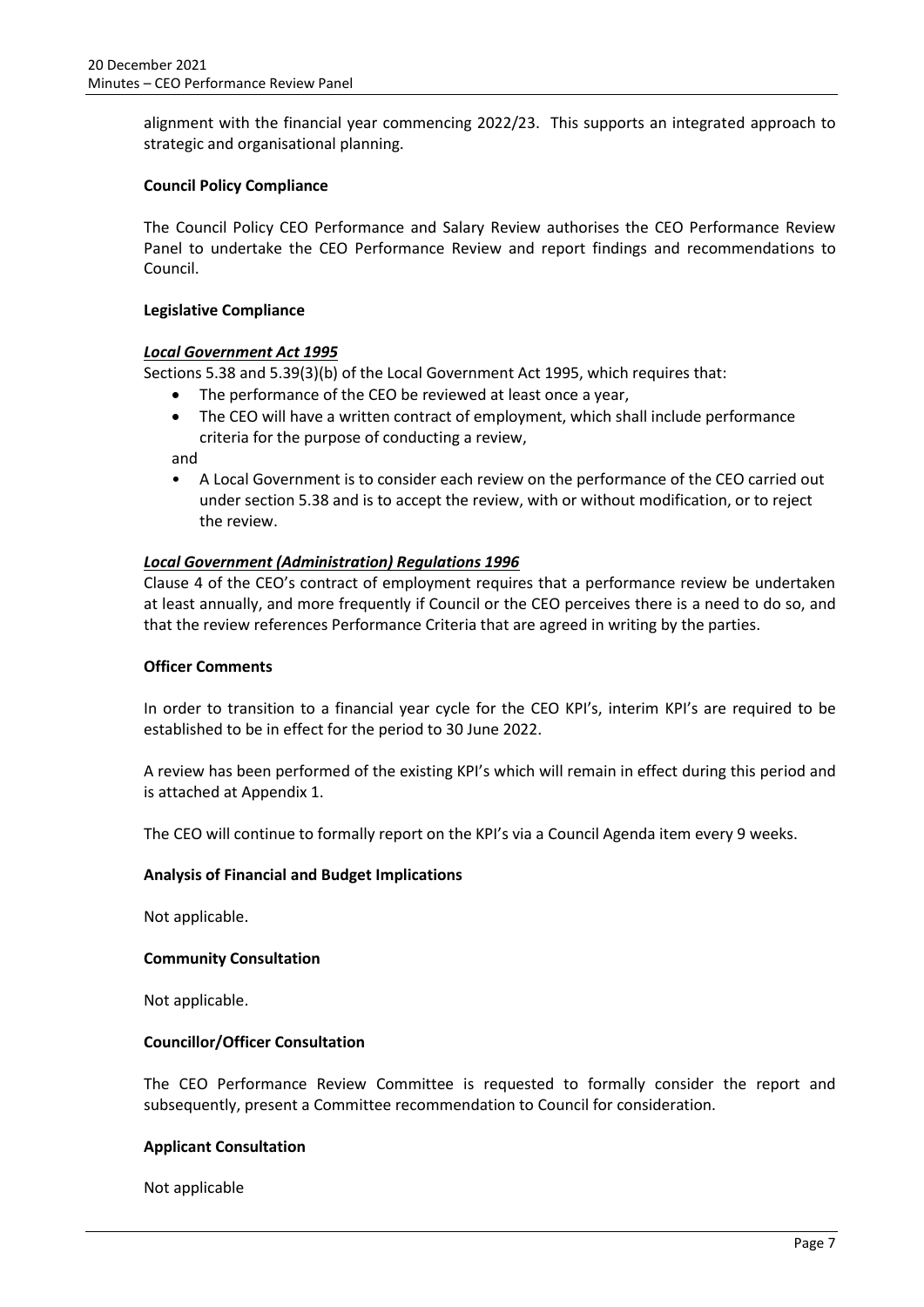alignment with the financial year commencing 2022/23. This supports an integrated approach to strategic and organisational planning.

**Council Policy Compliance**

The Council Policy CEO Performance and Salary Review authorises the CEO Performance Review Panel to undertake the CEO Performance Review and report findings and recommendations to Council.

**Legislative Compliance**

***Local Government Act 1995***

Sections 5.38 and 5.39(3)(b) of the Local Government Act 1995, which requires that:

- The performance of the CEO be reviewed at least once a year,
- The CEO will have a written contract of employment, which shall include performance criteria for the purpose of conducting a review,

and

- A Local Government is to consider each review on the performance of the CEO carried out under section 5.38 and is to accept the review, with or without modification, or to reject the review.

***Local Government (Administration) Regulations 1996***

Clause 4 of the CEO's contract of employment requires that a performance review be undertaken at least annually, and more frequently if Council or the CEO perceives there is a need to do so, and that the review references Performance Criteria that are agreed in writing by the parties.

**Officer Comments**

In order to transition to a financial year cycle for the CEO KPI's, interim KPI's are required to be established to be in effect for the period to 30 June 2022.

A review has been performed of the existing KPI's which will remain in effect during this period and is attached at Appendix 1.

The CEO will continue to formally report on the KPI's via a Council Agenda item every 9 weeks.

**Analysis of Financial and Budget Implications**

Not applicable.

**Community Consultation**

Not applicable.

**Councillor/Officer Consultation**

The CEO Performance Review Committee is requested to formally consider the report and subsequently, present a Committee recommendation to Council for consideration.

**Applicant Consultation**

Not applicable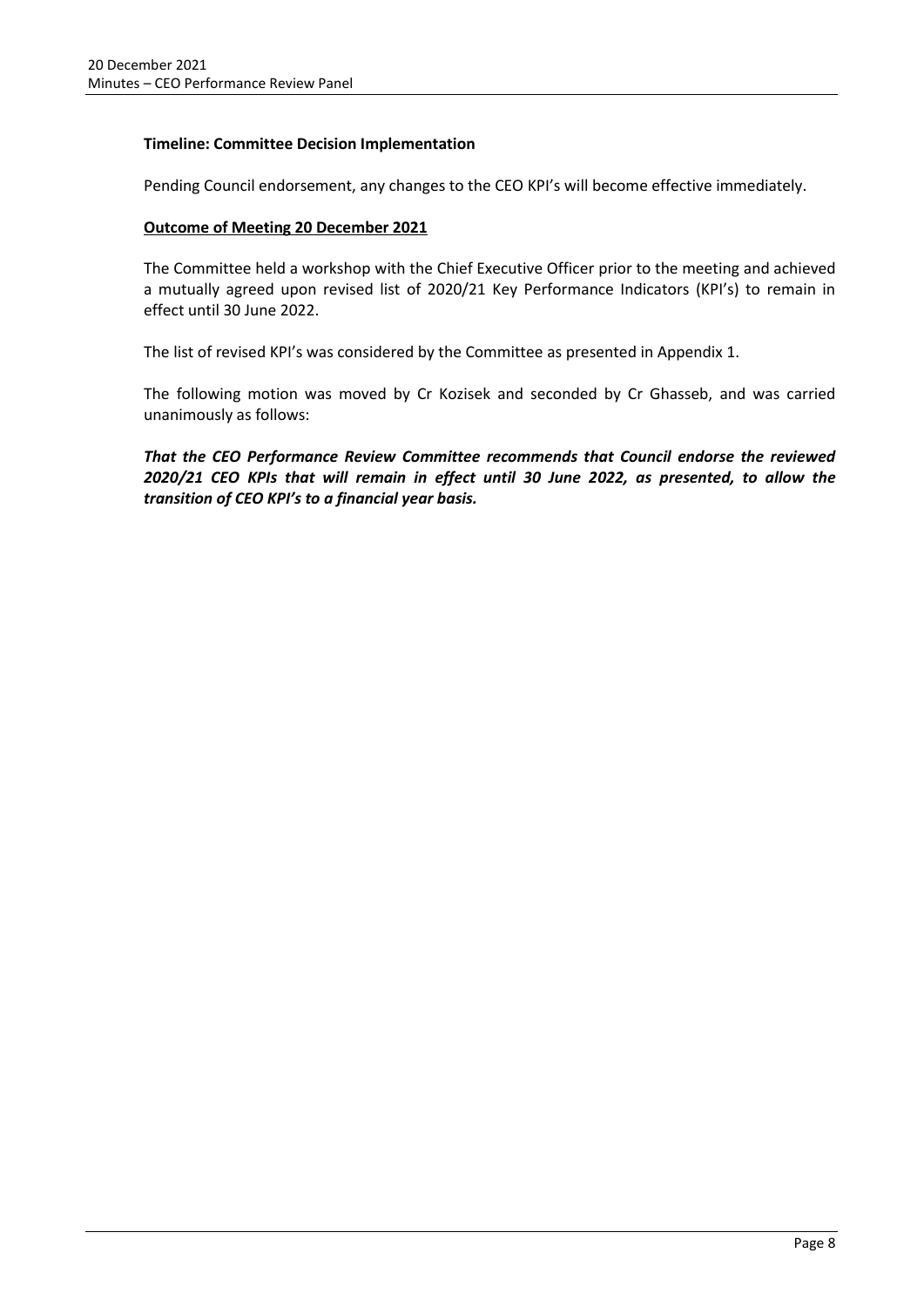**Timeline: Committee Decision Implementation**

Pending Council endorsement, any changes to the CEO KPI's will become effective immediately.

**Outcome of Meeting 20 December 2021**

The Committee held a workshop with the Chief Executive Officer prior to the meeting and achieved a mutually agreed upon revised list of 2020/21 Key Performance Indicators (KPI's) to remain in effect until 30 June 2022.

The list of revised KPI's was considered by the Committee as presented in Appendix 1.

The following motion was moved by Cr Kozisek and seconded by Cr Ghasseb, and was carried unanimously as follows:

***That the CEO Performance Review Committee recommends that Council endorse the reviewed 2020/21 CEO KPIs that will remain in effect until 30 June 2022, as presented, to allow the transition of CEO KPI's to a financial year basis.***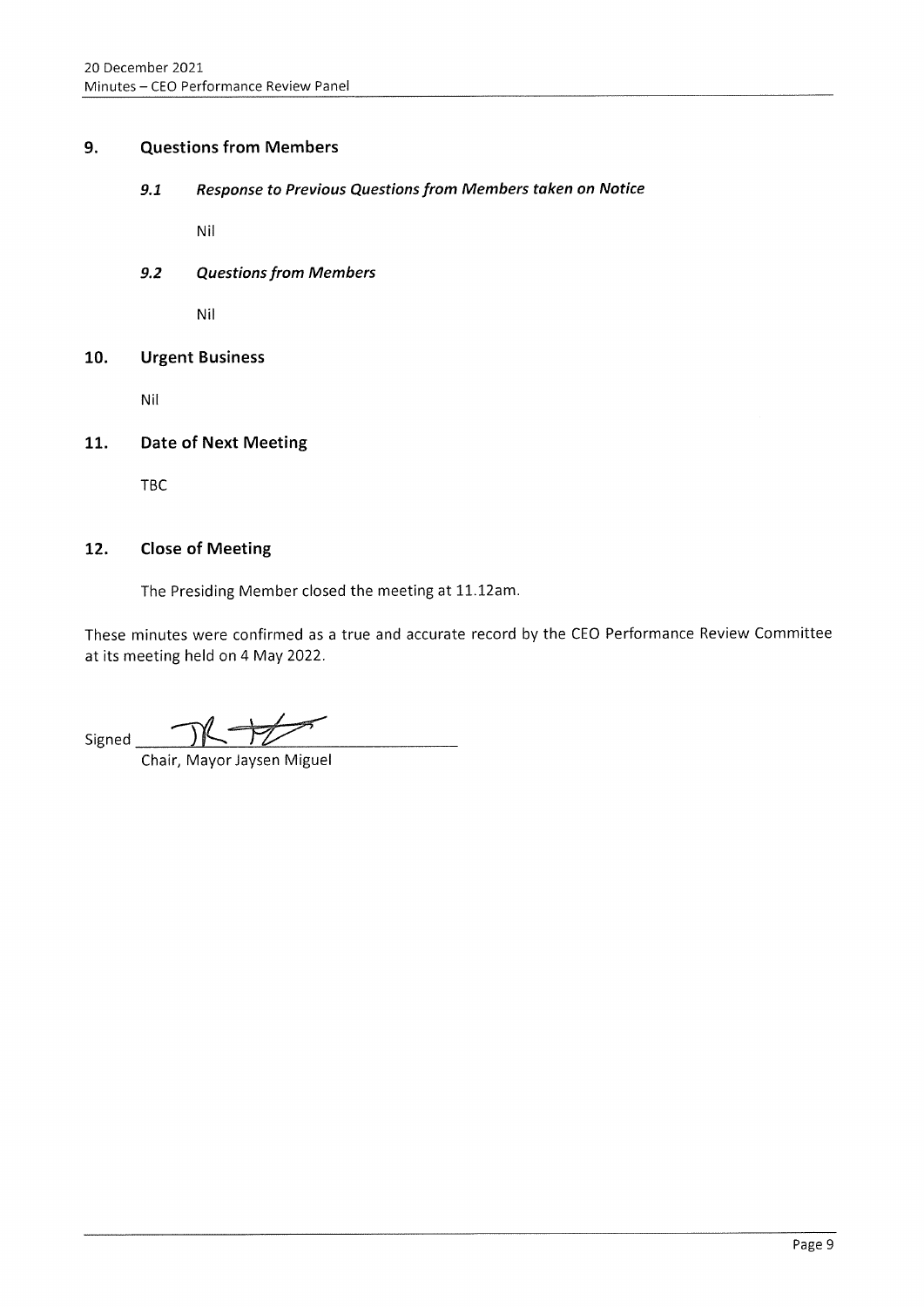## 9. Questions from Members

### *9.1 Response to Previous Questions from Members taken on Notice*

Nil

### *9.2 Questions from Members*

Nil

## 10. Urgent Business

Nil

## 11. Date of Next Meeting

TBC

## 12. Close of Meeting

The Presiding Member closed the meeting at 11.12am.

These minutes were confirmed as a true and accurate record by the CEO Performance Review Committee at its meeting held on 4 May 2022.

Signed ______________________

Chair, Mayor Jaysen Miguel